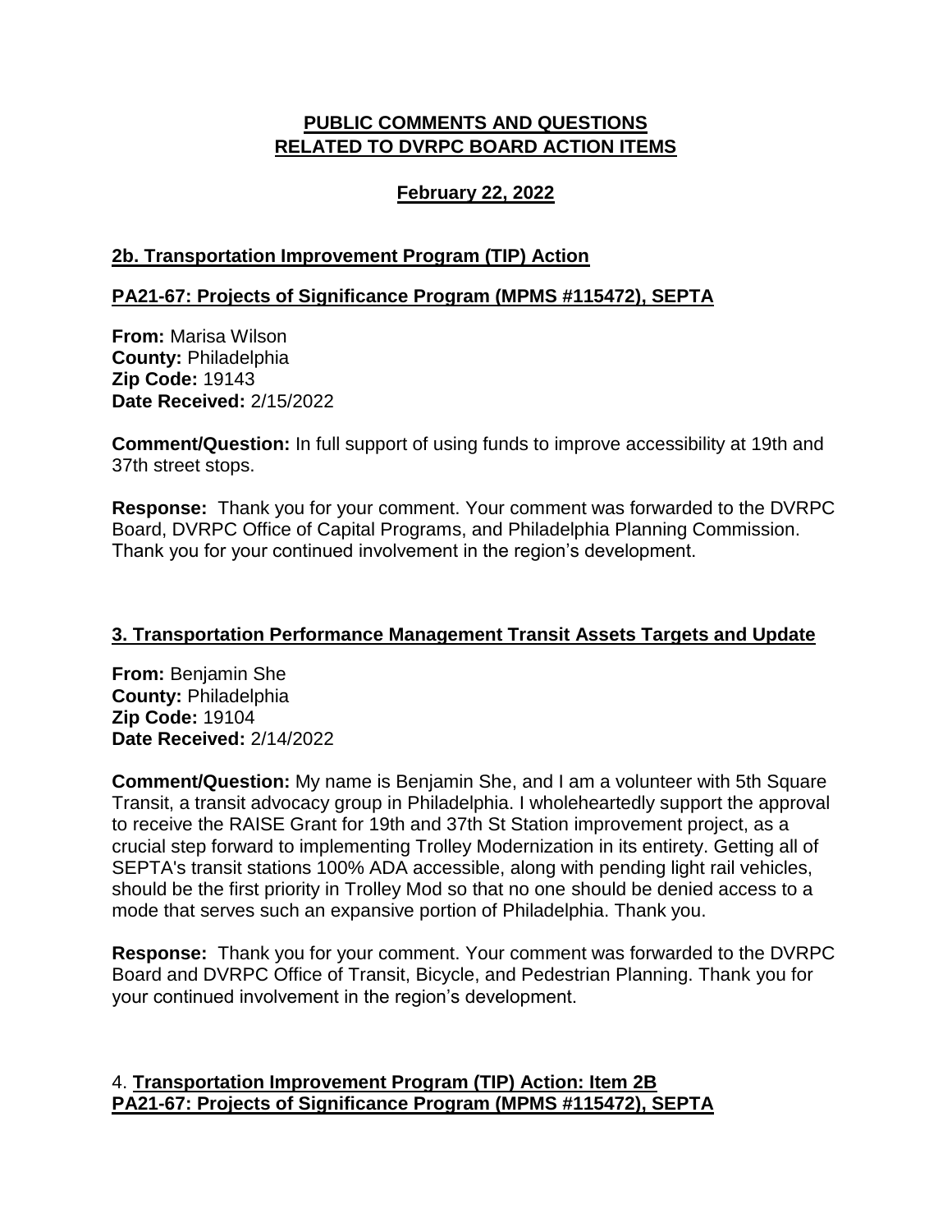# PUBLIC COMMENTS AND QUESTIONS RELATED TO DVRPC BOARD ACTION ITEMS

## February 22, 2022

### 2b. Transportation Improvement Program (TIP) Action

### PA21-67: Projects of Significance Program (MPMS #115472), SEPTA

**From:** Marisa Wilson
**County:** Philadelphia
**Zip Code:** 19143
**Date Received:** 2/15/2022

**Comment/Question:** In full support of using funds to improve accessibility at 19th and 37th street stops.

**Response:** Thank you for your comment. Your comment was forwarded to the DVRPC Board, DVRPC Office of Capital Programs, and Philadelphia Planning Commission. Thank you for your continued involvement in the region's development.

### 3. Transportation Performance Management Transit Assets Targets and Update

**From:** Benjamin She
**County:** Philadelphia
**Zip Code:** 19104
**Date Received:** 2/14/2022

**Comment/Question:** My name is Benjamin She, and I am a volunteer with 5th Square Transit, a transit advocacy group in Philadelphia. I wholeheartedly support the approval to receive the RAISE Grant for 19th and 37th St Station improvement project, as a crucial step forward to implementing Trolley Modernization in its entirety. Getting all of SEPTA's transit stations 100% ADA accessible, along with pending light rail vehicles, should be the first priority in Trolley Mod so that no one should be denied access to a mode that serves such an expansive portion of Philadelphia. Thank you.

**Response:** Thank you for your comment. Your comment was forwarded to the DVRPC Board and DVRPC Office of Transit, Bicycle, and Pedestrian Planning. Thank you for your continued involvement in the region's development.

### 4. Transportation Improvement Program (TIP) Action: Item 2B PA21-67: Projects of Significance Program (MPMS #115472), SEPTA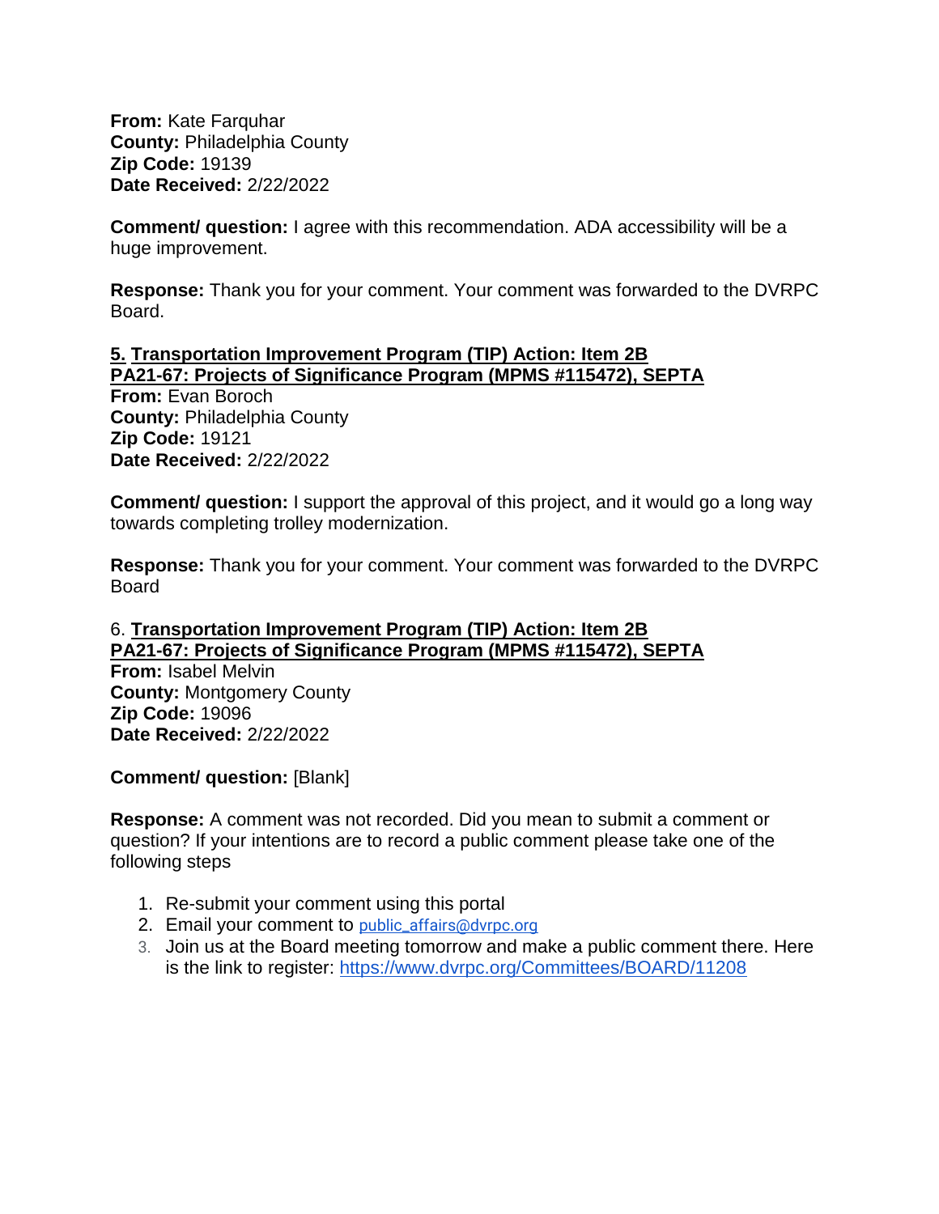**From:** Kate Farquhar
**County:** Philadelphia County
**Zip Code:** 19139
**Date Received:** 2/22/2022

**Comment/ question:** I agree with this recommendation. ADA accessibility will be a huge improvement.

**Response:** Thank you for your comment. Your comment was forwarded to the DVRPC Board.

**5. Transportation Improvement Program (TIP) Action: Item 2B**
**PA21-67: Projects of Significance Program (MPMS #115472), SEPTA**
**From:** Evan Boroch
**County:** Philadelphia County
**Zip Code:** 19121
**Date Received:** 2/22/2022

**Comment/ question:** I support the approval of this project, and it would go a long way towards completing trolley modernization.

**Response:** Thank you for your comment. Your comment was forwarded to the DVRPC Board

6. **Transportation Improvement Program (TIP) Action: Item 2B**
**PA21-67: Projects of Significance Program (MPMS #115472), SEPTA**
**From:** Isabel Melvin
**County:** Montgomery County
**Zip Code:** 19096
**Date Received:** 2/22/2022

**Comment/ question:** [Blank]

**Response:** A comment was not recorded. Did you mean to submit a comment or question? If your intentions are to record a public comment please take one of the following steps

1. Re-submit your comment using this portal
2. Email your comment to public_affairs@dvrpc.org
3. Join us at the Board meeting tomorrow and make a public comment there. Here is the link to register: https://www.dvrpc.org/Committees/BOARD/11208